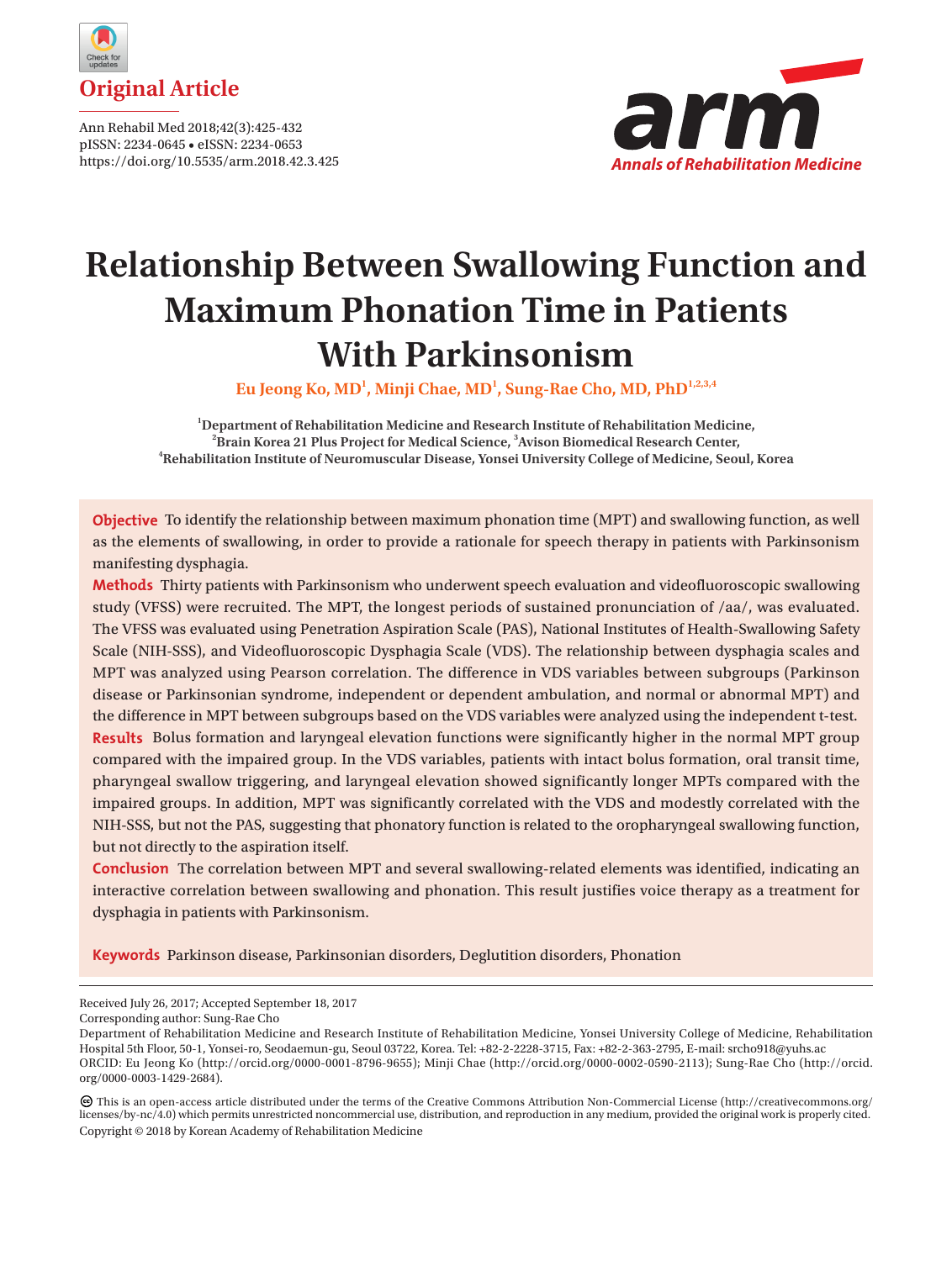Original Article

Ann Rehabil Med 2018;42(3):425-432
pISSN: 2234-0645 • eISSN: 2234-0653
https://doi.org/10.5535/arm.2018.42.3.425

# Relationship Between Swallowing Function and Maximum Phonation Time in Patients With Parkinsonism

**Eu Jeong Ko, MD[1], Minji Chae, MD[1], Sung-Rae Cho, MD, PhD[1,2,3,4]**

[1]Department of Rehabilitation Medicine and Research Institute of Rehabilitation Medicine, [2]Brain Korea 21 Plus Project for Medical Science, [3]Avison Biomedical Research Center, [4]Rehabilitation Institute of Neuromuscular Disease, Yonsei University College of Medicine, Seoul, Korea

**Objective** To identify the relationship between maximum phonation time (MPT) and swallowing function, as well as the elements of swallowing, in order to provide a rationale for speech therapy in patients with Parkinsonism manifesting dysphagia.

**Methods** Thirty patients with Parkinsonism who underwent speech evaluation and videofluoroscopic swallowing study (VFSS) were recruited. The MPT, the longest periods of sustained pronunciation of /aa/, was evaluated. The VFSS was evaluated using Penetration Aspiration Scale (PAS), National Institutes of Health-Swallowing Safety Scale (NIH-SSS), and Videofluoroscopic Dysphagia Scale (VDS). The relationship between dysphagia scales and MPT was analyzed using Pearson correlation. The difference in VDS variables between subgroups (Parkinson disease or Parkinsonian syndrome, independent or dependent ambulation, and normal or abnormal MPT) and the difference in MPT between subgroups based on the VDS variables were analyzed using the independent t-test.

**Results** Bolus formation and laryngeal elevation functions were significantly higher in the normal MPT group compared with the impaired group. In the VDS variables, patients with intact bolus formation, oral transit time, pharyngeal swallow triggering, and laryngeal elevation showed significantly longer MPTs compared with the impaired groups. In addition, MPT was significantly correlated with the VDS and modestly correlated with the NIH-SSS, but not the PAS, suggesting that phonatory function is related to the oropharyngeal swallowing function, but not directly to the aspiration itself.

**Conclusion** The correlation between MPT and several swallowing-related elements was identified, indicating an interactive correlation between swallowing and phonation. This result justifies voice therapy as a treatment for dysphagia in patients with Parkinsonism.

**Keywords** Parkinson disease, Parkinsonian disorders, Deglutition disorders, Phonation

---

Received July 26, 2017; Accepted September 18, 2017
Corresponding author: Sung-Rae Cho
Department of Rehabilitation Medicine and Research Institute of Rehabilitation Medicine, Yonsei University College of Medicine, Rehabilitation Hospital 5th Floor, 50-1, Yonsei-ro, Seodaemun-gu, Seoul 03722, Korea. Tel: +82-2-2228-3715, Fax: +82-2-363-2795, E-mail: srcho918@yuhs.ac
ORCID: Eu Jeong Ko (http://orcid.org/0000-0001-8796-9655); Minji Chae (http://orcid.org/0000-0002-0590-2113); Sung-Rae Cho (http://orcid.org/0000-0003-1429-2684).

This is an open-access article distributed under the terms of the Creative Commons Attribution Non-Commercial License (http://creativecommons.org/licenses/by-nc/4.0) which permits unrestricted noncommercial use, distribution, and reproduction in any medium, provided the original work is properly cited.
Copyright © 2018 by Korean Academy of Rehabilitation Medicine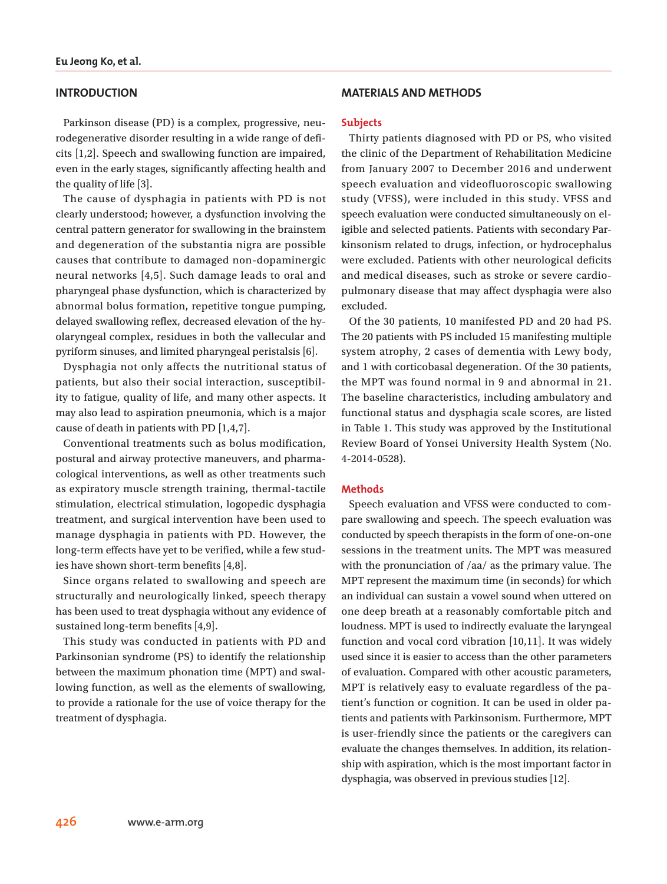## INTRODUCTION

Parkinson disease (PD) is a complex, progressive, neurodegenerative disorder resulting in a wide range of deficits [1,2]. Speech and swallowing function are impaired, even in the early stages, significantly affecting health and the quality of life [3].

The cause of dysphagia in patients with PD is not clearly understood; however, a dysfunction involving the central pattern generator for swallowing in the brainstem and degeneration of the substantia nigra are possible causes that contribute to damaged non-dopaminergic neural networks [4,5]. Such damage leads to oral and pharyngeal phase dysfunction, which is characterized by abnormal bolus formation, repetitive tongue pumping, delayed swallowing reflex, decreased elevation of the hyolaryngeal complex, residues in both the vallecular and pyriform sinuses, and limited pharyngeal peristalsis [6].

Dysphagia not only affects the nutritional status of patients, but also their social interaction, susceptibility to fatigue, quality of life, and many other aspects. It may also lead to aspiration pneumonia, which is a major cause of death in patients with PD [1,4,7].

Conventional treatments such as bolus modification, postural and airway protective maneuvers, and pharmacological interventions, as well as other treatments such as expiratory muscle strength training, thermal-tactile stimulation, electrical stimulation, logopedic dysphagia treatment, and surgical intervention have been used to manage dysphagia in patients with PD. However, the long-term effects have yet to be verified, while a few studies have shown short-term benefits [4,8].

Since organs related to swallowing and speech are structurally and neurologically linked, speech therapy has been used to treat dysphagia without any evidence of sustained long-term benefits [4,9].

This study was conducted in patients with PD and Parkinsonian syndrome (PS) to identify the relationship between the maximum phonation time (MPT) and swallowing function, as well as the elements of swallowing, to provide a rationale for the use of voice therapy for the treatment of dysphagia.

## MATERIALS AND METHODS

### Subjects

Thirty patients diagnosed with PD or PS, who visited the clinic of the Department of Rehabilitation Medicine from January 2007 to December 2016 and underwent speech evaluation and videofluoroscopic swallowing study (VFSS), were included in this study. VFSS and speech evaluation were conducted simultaneously on eligible and selected patients. Patients with secondary Parkinsonism related to drugs, infection, or hydrocephalus were excluded. Patients with other neurological deficits and medical diseases, such as stroke or severe cardiopulmonary disease that may affect dysphagia were also excluded.

Of the 30 patients, 10 manifested PD and 20 had PS. The 20 patients with PS included 15 manifesting multiple system atrophy, 2 cases of dementia with Lewy body, and 1 with corticobasal degeneration. Of the 30 patients, the MPT was found normal in 9 and abnormal in 21. The baseline characteristics, including ambulatory and functional status and dysphagia scale scores, are listed in Table 1. This study was approved by the Institutional Review Board of Yonsei University Health System (No. 4-2014-0528).

### Methods

Speech evaluation and VFSS were conducted to compare swallowing and speech. The speech evaluation was conducted by speech therapists in the form of one-on-one sessions in the treatment units. The MPT was measured with the pronunciation of /aa/ as the primary value. The MPT represent the maximum time (in seconds) for which an individual can sustain a vowel sound when uttered on one deep breath at a reasonably comfortable pitch and loudness. MPT is used to indirectly evaluate the laryngeal function and vocal cord vibration [10,11]. It was widely used since it is easier to access than the other parameters of evaluation. Compared with other acoustic parameters, MPT is relatively easy to evaluate regardless of the patient's function or cognition. It can be used in older patients and patients with Parkinsonism. Furthermore, MPT is user-friendly since the patients or the caregivers can evaluate the changes themselves. In addition, its relationship with aspiration, which is the most important factor in dysphagia, was observed in previous studies [12].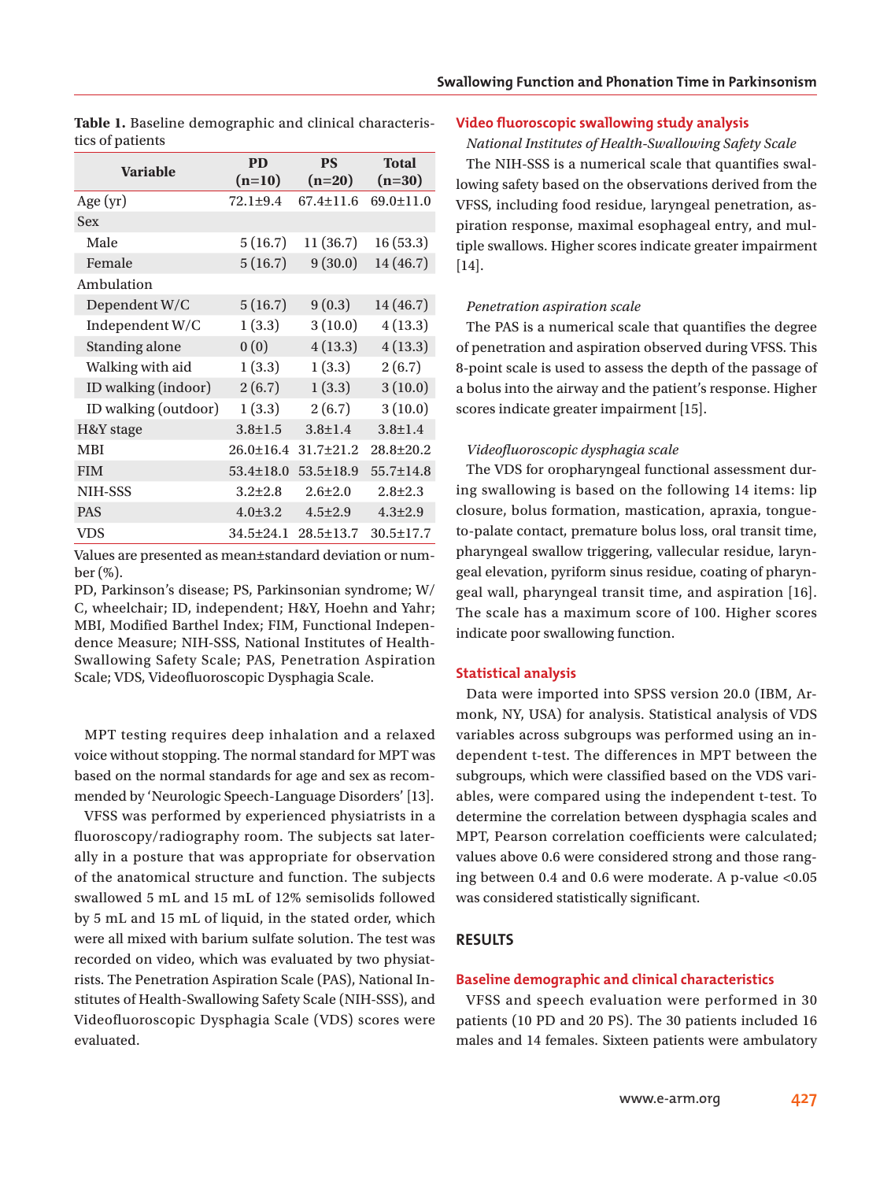**Table 1.** Baseline demographic and clinical characteristics of patients

| Variable | PD (n=10) | PS (n=20) | Total (n=30) |
|---|---|---|---|
| Age (yr) | 72.1±9.4 | 67.4±11.6 | 69.0±11.0 |
| Sex | | | |
| Male | 5 (16.7) | 11 (36.7) | 16 (53.3) |
| Female | 5 (16.7) | 9 (30.0) | 14 (46.7) |
| Ambulation | | | |
| Dependent W/C | 5 (16.7) | 9 (0.3) | 14 (46.7) |
| Independent W/C | 1 (3.3) | 3 (10.0) | 4 (13.3) |
| Standing alone | 0 (0) | 4 (13.3) | 4 (13.3) |
| Walking with aid | 1 (3.3) | 1 (3.3) | 2 (6.7) |
| ID walking (indoor) | 2 (6.7) | 1 (3.3) | 3 (10.0) |
| ID walking (outdoor) | 1 (3.3) | 2 (6.7) | 3 (10.0) |
| H&Y stage | 3.8±1.5 | 3.8±1.4 | 3.8±1.4 |
| MBI | 26.0±16.4 | 31.7±21.2 | 28.8±20.2 |
| FIM | 53.4±18.0 | 53.5±18.9 | 55.7±14.8 |
| NIH-SSS | 3.2±2.8 | 2.6±2.0 | 2.8±2.3 |
| PAS | 4.0±3.2 | 4.5±2.9 | 4.3±2.9 |
| VDS | 34.5±24.1 | 28.5±13.7 | 30.5±17.7 |

Values are presented as mean±standard deviation or number (%).

PD, Parkinson's disease; PS, Parkinsonian syndrome; W/C, wheelchair; ID, independent; H&Y, Hoehn and Yahr; MBI, Modified Barthel Index; FIM, Functional Independence Measure; NIH-SSS, National Institutes of Health-Swallowing Safety Scale; PAS, Penetration Aspiration Scale; VDS, Videofluoroscopic Dysphagia Scale.

MPT testing requires deep inhalation and a relaxed voice without stopping. The normal standard for MPT was based on the normal standards for age and sex as recommended by 'Neurologic Speech-Language Disorders' [13].

VFSS was performed by experienced physiatrists in a fluoroscopy/radiography room. The subjects sat laterally in a posture that was appropriate for observation of the anatomical structure and function. The subjects swallowed 5 mL and 15 mL of 12% semisolids followed by 5 mL and 15 mL of liquid, in the stated order, which were all mixed with barium sulfate solution. The test was recorded on video, which was evaluated by two physiatrists. The Penetration Aspiration Scale (PAS), National Institutes of Health-Swallowing Safety Scale (NIH-SSS), and Videofluoroscopic Dysphagia Scale (VDS) scores were evaluated.

## Video fluoroscopic swallowing study analysis

*National Institutes of Health-Swallowing Safety Scale*

The NIH-SSS is a numerical scale that quantifies swallowing safety based on the observations derived from the VFSS, including food residue, laryngeal penetration, aspiration response, maximal esophageal entry, and multiple swallows. Higher scores indicate greater impairment [14].

*Penetration aspiration scale*

The PAS is a numerical scale that quantifies the degree of penetration and aspiration observed during VFSS. This 8-point scale is used to assess the depth of the passage of a bolus into the airway and the patient's response. Higher scores indicate greater impairment [15].

*Videofluoroscopic dysphagia scale*

The VDS for oropharyngeal functional assessment during swallowing is based on the following 14 items: lip closure, bolus formation, mastication, apraxia, tongue-to-palate contact, premature bolus loss, oral transit time, pharyngeal swallow triggering, vallecular residue, laryngeal elevation, pyriform sinus residue, coating of pharyngeal wall, pharyngeal transit time, and aspiration [16]. The scale has a maximum score of 100. Higher scores indicate poor swallowing function.

## Statistical analysis

Data were imported into SPSS version 20.0 (IBM, Armonk, NY, USA) for analysis. Statistical analysis of VDS variables across subgroups was performed using an independent t-test. The differences in MPT between the subgroups, which were classified based on the VDS variables, were compared using the independent t-test. To determine the correlation between dysphagia scales and MPT, Pearson correlation coefficients were calculated; values above 0.6 were considered strong and those ranging between 0.4 and 0.6 were moderate. A p-value <0.05 was considered statistically significant.

# RESULTS

## Baseline demographic and clinical characteristics

VFSS and speech evaluation were performed in 30 patients (10 PD and 20 PS). The 30 patients included 16 males and 14 females. Sixteen patients were ambulatory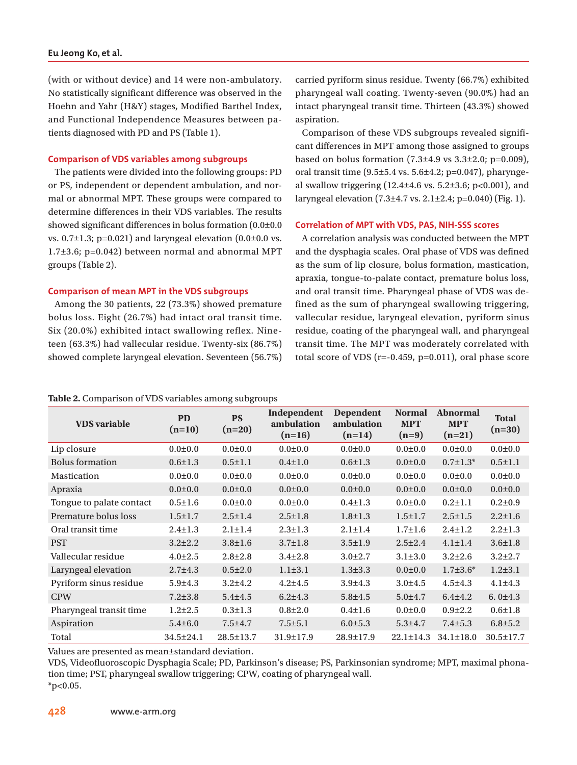(with or without device) and 14 were non-ambulatory. No statistically significant difference was observed in the Hoehn and Yahr (H&Y) stages, Modified Barthel Index, and Functional Independence Measures between patients diagnosed with PD and PS (Table 1).

### Comparison of VDS variables among subgroups

The patients were divided into the following groups: PD or PS, independent or dependent ambulation, and normal or abnormal MPT. These groups were compared to determine differences in their VDS variables. The results showed significant differences in bolus formation (0.0±0.0 vs. 0.7±1.3; p=0.021) and laryngeal elevation (0.0±0.0 vs. 1.7±3.6; p=0.042) between normal and abnormal MPT groups (Table 2).

### Comparison of mean MPT in the VDS subgroups

Among the 30 patients, 22 (73.3%) showed premature bolus loss. Eight (26.7%) had intact oral transit time. Six (20.0%) exhibited intact swallowing reflex. Nineteen (63.3%) had vallecular residue. Twenty-six (86.7%) showed complete laryngeal elevation. Seventeen (56.7%) carried pyriform sinus residue. Twenty (66.7%) exhibited pharyngeal wall coating. Twenty-seven (90.0%) had an intact pharyngeal transit time. Thirteen (43.3%) showed aspiration.

Comparison of these VDS subgroups revealed significant differences in MPT among those assigned to groups based on bolus formation (7.3±4.9 vs 3.3±2.0; p=0.009), oral transit time (9.5±5.4 vs. 5.6±4.2; p=0.047), pharyngeal swallow triggering (12.4±4.6 vs. 5.2±3.6; p<0.001), and laryngeal elevation (7.3±4.7 vs. 2.1±2.4; p=0.040) (Fig. 1).

### Correlation of MPT with VDS, PAS, NIH-SSS scores

A correlation analysis was conducted between the MPT and the dysphagia scales. Oral phase of VDS was defined as the sum of lip closure, bolus formation, mastication, apraxia, tongue-to-palate contact, premature bolus loss, and oral transit time. Pharyngeal phase of VDS was defined as the sum of pharyngeal swallowing triggering, vallecular residue, laryngeal elevation, pyriform sinus residue, coating of the pharyngeal wall, and pharyngeal transit time. The MPT was moderately correlated with total score of VDS (r=-0.459, p=0.011), oral phase score

**Table 2.** Comparison of VDS variables among subgroups

| VDS variable | PD (n=10) | PS (n=20) | Independent ambulation (n=16) | Dependent ambulation (n=14) | Normal MPT (n=9) | Abnormal MPT (n=21) | Total (n=30) |
|---|---|---|---|---|---|---|---|
| Lip closure | 0.0±0.0 | 0.0±0.0 | 0.0±0.0 | 0.0±0.0 | 0.0±0.0 | 0.0±0.0 | 0.0±0.0 |
| Bolus formation | 0.6±1.3 | 0.5±1.1 | 0.4±1.0 | 0.6±1.3 | 0.0±0.0 | 0.7±1.3* | 0.5±1.1 |
| Mastication | 0.0±0.0 | 0.0±0.0 | 0.0±0.0 | 0.0±0.0 | 0.0±0.0 | 0.0±0.0 | 0.0±0.0 |
| Apraxia | 0.0±0.0 | 0.0±0.0 | 0.0±0.0 | 0.0±0.0 | 0.0±0.0 | 0.0±0.0 | 0.0±0.0 |
| Tongue to palate contact | 0.5±1.6 | 0.0±0.0 | 0.0±0.0 | 0.4±1.3 | 0.0±0.0 | 0.2±1.1 | 0.2±0.9 |
| Premature bolus loss | 1.5±1.7 | 2.5±1.4 | 2.5±1.8 | 1.8±1.3 | 1.5±1.7 | 2.5±1.5 | 2.2±1.6 |
| Oral transit time | 2.4±1.3 | 2.1±1.4 | 2.3±1.3 | 2.1±1.4 | 1.7±1.6 | 2.4±1.2 | 2.2±1.3 |
| PST | 3.2±2.2 | 3.8±1.6 | 3.7±1.8 | 3.5±1.9 | 2.5±2.4 | 4.1±1.4 | 3.6±1.8 |
| Vallecular residue | 4.0±2.5 | 2.8±2.8 | 3.4±2.8 | 3.0±2.7 | 3.1±3.0 | 3.2±2.6 | 3.2±2.7 |
| Laryngeal elevation | 2.7±4.3 | 0.5±2.0 | 1.1±3.1 | 1.3±3.3 | 0.0±0.0 | 1.7±3.6* | 1.2±3.1 |
| Pyriform sinus residue | 5.9±4.3 | 3.2±4.2 | 4.2±4.5 | 3.9±4.3 | 3.0±4.5 | 4.5±4.3 | 4.1±4.3 |
| CPW | 7.2±3.8 | 5.4±4.5 | 6.2±4.3 | 5.8±4.5 | 5.0±4.7 | 6.4±4.2 | 6. 0±4.3 |
| Pharyngeal transit time | 1.2±2.5 | 0.3±1.3 | 0.8±2.0 | 0.4±1.6 | 0.0±0.0 | 0.9±2.2 | 0.6±1.8 |
| Aspiration | 5.4±6.0 | 7.5±4.7 | 7.5±5.1 | 6.0±5.3 | 5.3±4.7 | 7.4±5.3 | 6.8±5.2 |
| Total | 34.5±24.1 | 28.5±13.7 | 31.9±17.9 | 28.9±17.9 | 22.1±14.3 | 34.1±18.0 | 30.5±17.7 |

Values are presented as mean±standard deviation.
VDS, Videofluoroscopic Dysphagia Scale; PD, Parkinson's disease; PS, Parkinsonian syndrome; MPT, maximal phonation time; PST, pharyngeal swallow triggering; CPW, coating of pharyngeal wall.
*p<0.05.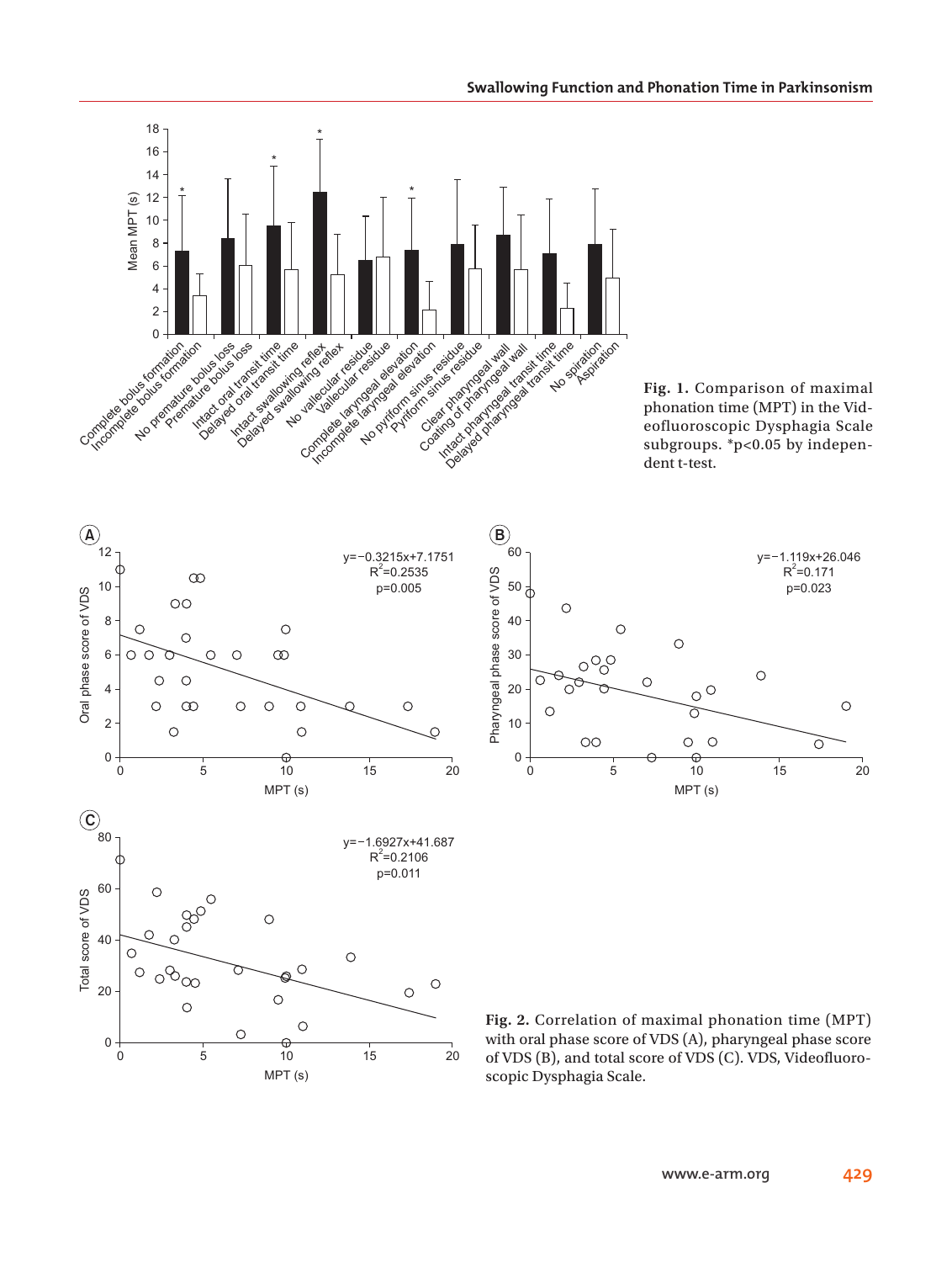**Fig. 1.** Comparison of maximal phonation time (MPT) in the Videofluoroscopic Dysphagia Scale subgroups. *p<0.05 by independent t-test.

**Fig. 2.** Correlation of maximal phonation time (MPT) with oral phase score of VDS (A), pharyngeal phase score of VDS (B), and total score of VDS (C). VDS, Videofluoroscopic Dysphagia Scale.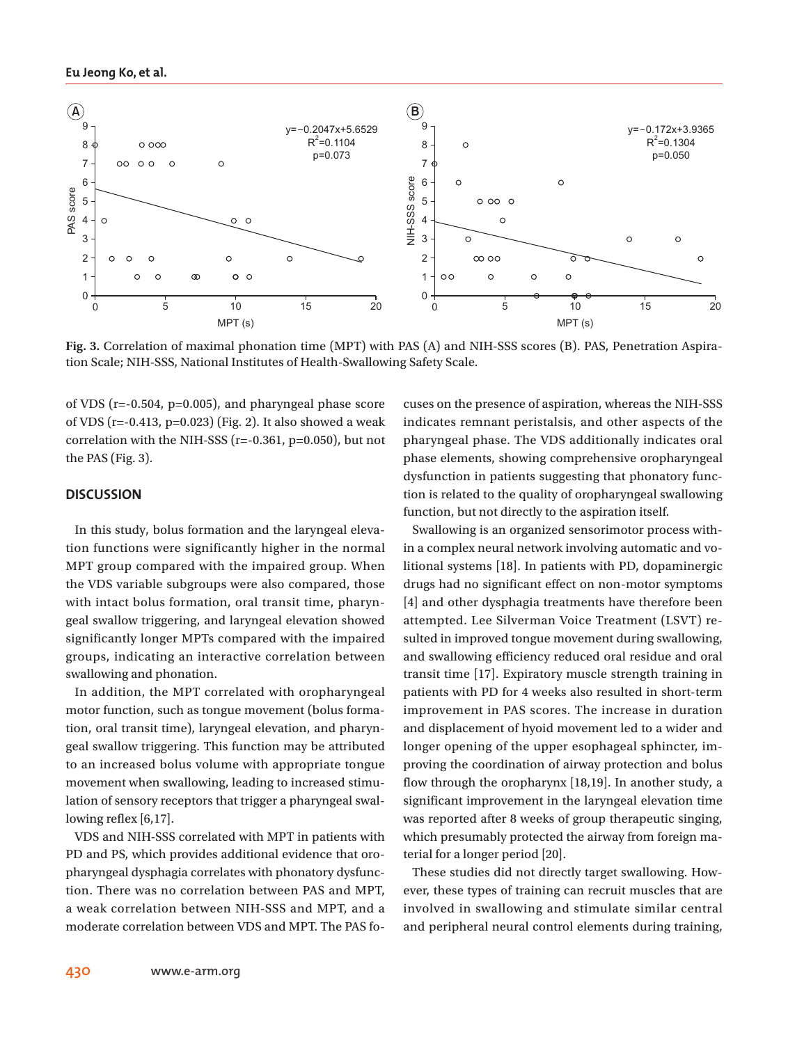Fig. 3. Correlation of maximal phonation time (MPT) with PAS (A) and NIH-SSS scores (B). PAS, Penetration Aspiration Scale; NIH-SSS, National Institutes of Health-Swallowing Safety Scale.

of VDS (r=-0.504, p=0.005), and pharyngeal phase score of VDS (r=-0.413, p=0.023) (Fig. 2). It also showed a weak correlation with the NIH-SSS (r=-0.361, p=0.050), but not the PAS (Fig. 3).

## DISCUSSION

In this study, bolus formation and the laryngeal elevation functions were significantly higher in the normal MPT group compared with the impaired group. When the VDS variable subgroups were also compared, those with intact bolus formation, oral transit time, pharyngeal swallow triggering, and laryngeal elevation showed significantly longer MPTs compared with the impaired groups, indicating an interactive correlation between swallowing and phonation.

In addition, the MPT correlated with oropharyngeal motor function, such as tongue movement (bolus formation, oral transit time), laryngeal elevation, and pharyngeal swallow triggering. This function may be attributed to an increased bolus volume with appropriate tongue movement when swallowing, leading to increased stimulation of sensory receptors that trigger a pharyngeal swallowing reflex [6,17].

VDS and NIH-SSS correlated with MPT in patients with PD and PS, which provides additional evidence that oropharyngeal dysphagia correlates with phonatory dysfunction. There was no correlation between PAS and MPT, a weak correlation between NIH-SSS and MPT, and a moderate correlation between VDS and MPT. The PAS focuses on the presence of aspiration, whereas the NIH-SSS indicates remnant peristalsis, and other aspects of the pharyngeal phase. The VDS additionally indicates oral phase elements, showing comprehensive oropharyngeal dysfunction in patients suggesting that phonatory function is related to the quality of oropharyngeal swallowing function, but not directly to the aspiration itself.

Swallowing is an organized sensorimotor process within a complex neural network involving automatic and volitional systems [18]. In patients with PD, dopaminergic drugs had no significant effect on non-motor symptoms [4] and other dysphagia treatments have therefore been attempted. Lee Silverman Voice Treatment (LSVT) resulted in improved tongue movement during swallowing, and swallowing efficiency reduced oral residue and oral transit time [17]. Expiratory muscle strength training in patients with PD for 4 weeks also resulted in short-term improvement in PAS scores. The increase in duration and displacement of hyoid movement led to a wider and longer opening of the upper esophageal sphincter, improving the coordination of airway protection and bolus flow through the oropharynx [18,19]. In another study, a significant improvement in the laryngeal elevation time was reported after 8 weeks of group therapeutic singing, which presumably protected the airway from foreign material for a longer period [20].

These studies did not directly target swallowing. However, these types of training can recruit muscles that are involved in swallowing and stimulate similar central and peripheral neural control elements during training,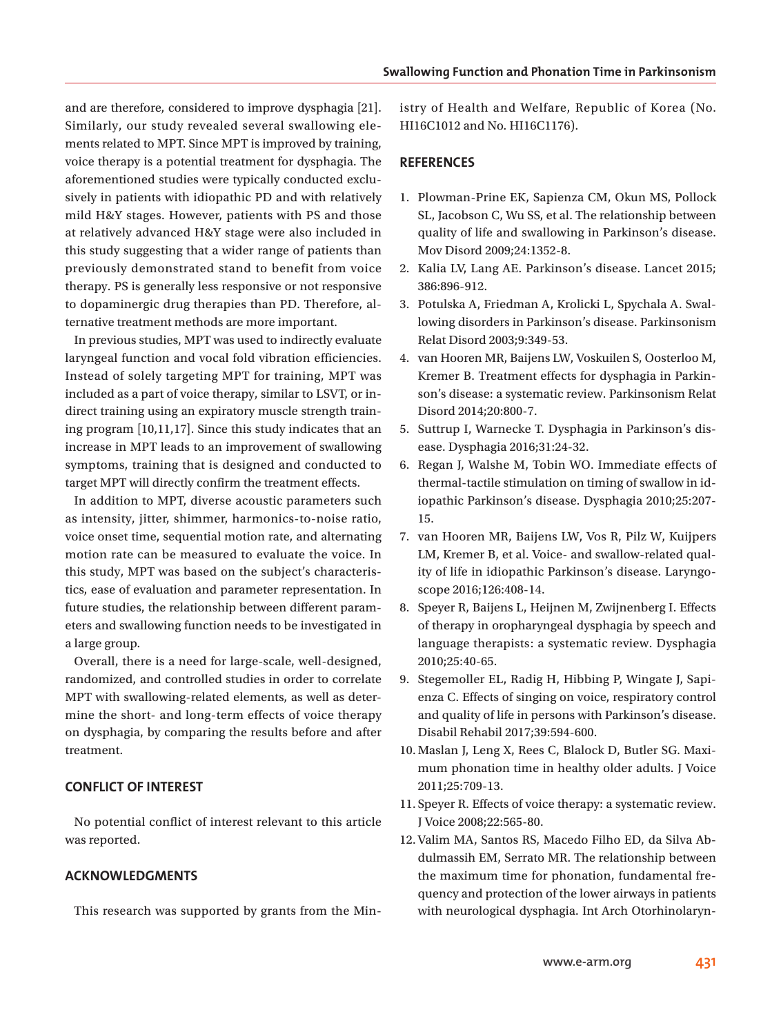and are therefore, considered to improve dysphagia [21]. Similarly, our study revealed several swallowing elements related to MPT. Since MPT is improved by training, voice therapy is a potential treatment for dysphagia. The aforementioned studies were typically conducted exclusively in patients with idiopathic PD and with relatively mild H&Y stages. However, patients with PS and those at relatively advanced H&Y stage were also included in this study suggesting that a wider range of patients than previously demonstrated stand to benefit from voice therapy. PS is generally less responsive or not responsive to dopaminergic drug therapies than PD. Therefore, alternative treatment methods are more important.

In previous studies, MPT was used to indirectly evaluate laryngeal function and vocal fold vibration efficiencies. Instead of solely targeting MPT for training, MPT was included as a part of voice therapy, similar to LSVT, or indirect training using an expiratory muscle strength training program [10,11,17]. Since this study indicates that an increase in MPT leads to an improvement of swallowing symptoms, training that is designed and conducted to target MPT will directly confirm the treatment effects.

In addition to MPT, diverse acoustic parameters such as intensity, jitter, shimmer, harmonics-to-noise ratio, voice onset time, sequential motion rate, and alternating motion rate can be measured to evaluate the voice. In this study, MPT was based on the subject's characteristics, ease of evaluation and parameter representation. In future studies, the relationship between different parameters and swallowing function needs to be investigated in a large group.

Overall, there is a need for large-scale, well-designed, randomized, and controlled studies in order to correlate MPT with swallowing-related elements, as well as determine the short- and long-term effects of voice therapy on dysphagia, by comparing the results before and after treatment.

## CONFLICT OF INTEREST

No potential conflict of interest relevant to this article was reported.

## ACKNOWLEDGMENTS

This research was supported by grants from the Ministry of Health and Welfare, Republic of Korea (No. HI16C1012 and No. HI16C1176).

## REFERENCES

1. Plowman-Prine EK, Sapienza CM, Okun MS, Pollock SL, Jacobson C, Wu SS, et al. The relationship between quality of life and swallowing in Parkinson's disease. Mov Disord 2009;24:1352-8.
2. Kalia LV, Lang AE. Parkinson's disease. Lancet 2015; 386:896-912.
3. Potulska A, Friedman A, Krolicki L, Spychala A. Swallowing disorders in Parkinson's disease. Parkinsonism Relat Disord 2003;9:349-53.
4. van Hooren MR, Baijens LW, Voskuilen S, Oosterloo M, Kremer B. Treatment effects for dysphagia in Parkinson's disease: a systematic review. Parkinsonism Relat Disord 2014;20:800-7.
5. Suttrup I, Warnecke T. Dysphagia in Parkinson's disease. Dysphagia 2016;31:24-32.
6. Regan J, Walshe M, Tobin WO. Immediate effects of thermal-tactile stimulation on timing of swallow in idiopathic Parkinson's disease. Dysphagia 2010;25:207-15.
7. van Hooren MR, Baijens LW, Vos R, Pilz W, Kuijpers LM, Kremer B, et al. Voice- and swallow-related quality of life in idiopathic Parkinson's disease. Laryngoscope 2016;126:408-14.
8. Speyer R, Baijens L, Heijnen M, Zwijnenberg I. Effects of therapy in oropharyngeal dysphagia by speech and language therapists: a systematic review. Dysphagia 2010;25:40-65.
9. Stegemoller EL, Radig H, Hibbing P, Wingate J, Sapienza C. Effects of singing on voice, respiratory control and quality of life in persons with Parkinson's disease. Disabil Rehabil 2017;39:594-600.
10. Maslan J, Leng X, Rees C, Blalock D, Butler SG. Maximum phonation time in healthy older adults. J Voice 2011;25:709-13.
11. Speyer R. Effects of voice therapy: a systematic review. J Voice 2008;22:565-80.
12. Valim MA, Santos RS, Macedo Filho ED, da Silva Abdulmassih EM, Serrato MR. The relationship between the maximum time for phonation, fundamental frequency and protection of the lower airways in patients with neurological dysphagia. Int Arch Otorhinolaryn-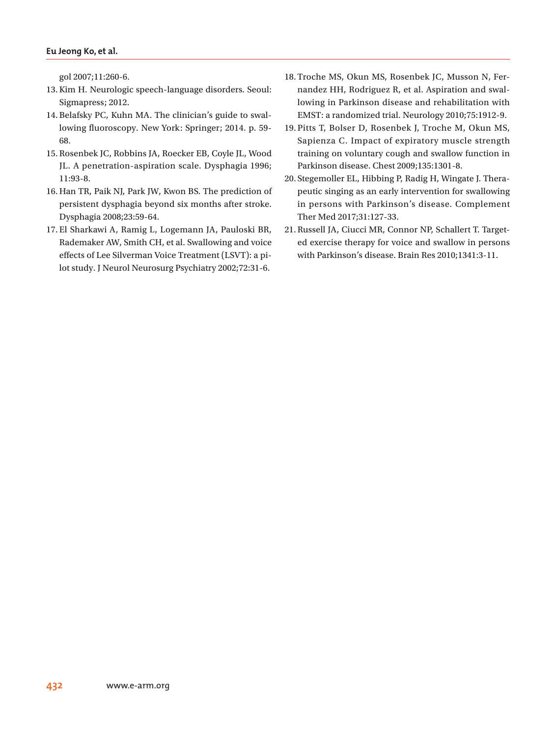gol 2007;11:260-6.

13. Kim H. Neurologic speech-language disorders. Seoul: Sigmapress; 2012.
14. Belafsky PC, Kuhn MA. The clinician's guide to swallowing fluoroscopy. New York: Springer; 2014. p. 59-68.
15. Rosenbek JC, Robbins JA, Roecker EB, Coyle JL, Wood JL. A penetration-aspiration scale. Dysphagia 1996; 11:93-8.
16. Han TR, Paik NJ, Park JW, Kwon BS. The prediction of persistent dysphagia beyond six months after stroke. Dysphagia 2008;23:59-64.
17. El Sharkawi A, Ramig L, Logemann JA, Pauloski BR, Rademaker AW, Smith CH, et al. Swallowing and voice effects of Lee Silverman Voice Treatment (LSVT): a pilot study. J Neurol Neurosurg Psychiatry 2002;72:31-6.
18. Troche MS, Okun MS, Rosenbek JC, Musson N, Fernandez HH, Rodriguez R, et al. Aspiration and swallowing in Parkinson disease and rehabilitation with EMST: a randomized trial. Neurology 2010;75:1912-9.
19. Pitts T, Bolser D, Rosenbek J, Troche M, Okun MS, Sapienza C. Impact of expiratory muscle strength training on voluntary cough and swallow function in Parkinson disease. Chest 2009;135:1301-8.
20. Stegemoller EL, Hibbing P, Radig H, Wingate J. Therapeutic singing as an early intervention for swallowing in persons with Parkinson's disease. Complement Ther Med 2017;31:127-33.
21. Russell JA, Ciucci MR, Connor NP, Schallert T. Targeted exercise therapy for voice and swallow in persons with Parkinson's disease. Brain Res 2010;1341:3-11.